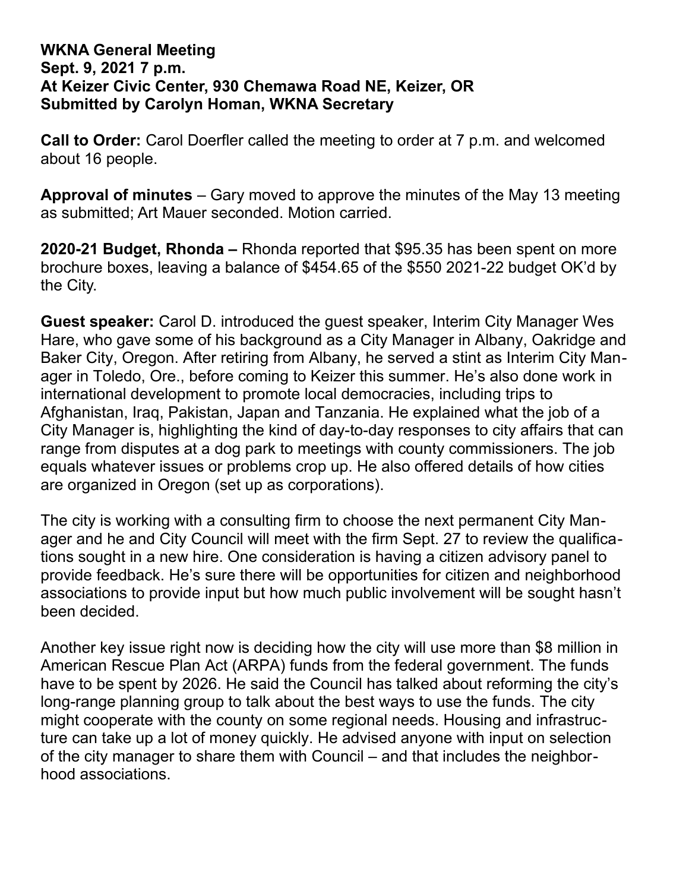**WKNA General Meeting**
**Sept. 9, 2021 7 p.m.**
**At Keizer Civic Center, 930 Chemawa Road NE, Keizer, OR**
**Submitted by Carolyn Homan, WKNA Secretary**

**Call to Order:** Carol Doerfler called the meeting to order at 7 p.m. and welcomed about 16 people.

**Approval of minutes** – Gary moved to approve the minutes of the May 13 meeting as submitted; Art Mauer seconded. Motion carried.

**2020-21 Budget, Rhonda –** Rhonda reported that $95.35 has been spent on more brochure boxes, leaving a balance of $454.65 of the $550 2021-22 budget OK'd by the City.

**Guest speaker:** Carol D. introduced the guest speaker, Interim City Manager Wes Hare, who gave some of his background as a City Manager in Albany, Oakridge and Baker City, Oregon. After retiring from Albany, he served a stint as Interim City Manager in Toledo, Ore., before coming to Keizer this summer. He's also done work in international development to promote local democracies, including trips to Afghanistan, Iraq, Pakistan, Japan and Tanzania. He explained what the job of a City Manager is, highlighting the kind of day-to-day responses to city affairs that can range from disputes at a dog park to meetings with county commissioners. The job equals whatever issues or problems crop up. He also offered details of how cities are organized in Oregon (set up as corporations).

The city is working with a consulting firm to choose the next permanent City Manager and he and City Council will meet with the firm Sept. 27 to review the qualifications sought in a new hire. One consideration is having a citizen advisory panel to provide feedback. He's sure there will be opportunities for citizen and neighborhood associations to provide input but how much public involvement will be sought hasn't been decided.

Another key issue right now is deciding how the city will use more than $8 million in American Rescue Plan Act (ARPA) funds from the federal government. The funds have to be spent by 2026. He said the Council has talked about reforming the city's long-range planning group to talk about the best ways to use the funds. The city might cooperate with the county on some regional needs. Housing and infrastructure can take up a lot of money quickly. He advised anyone with input on selection of the city manager to share them with Council – and that includes the neighborhood associations.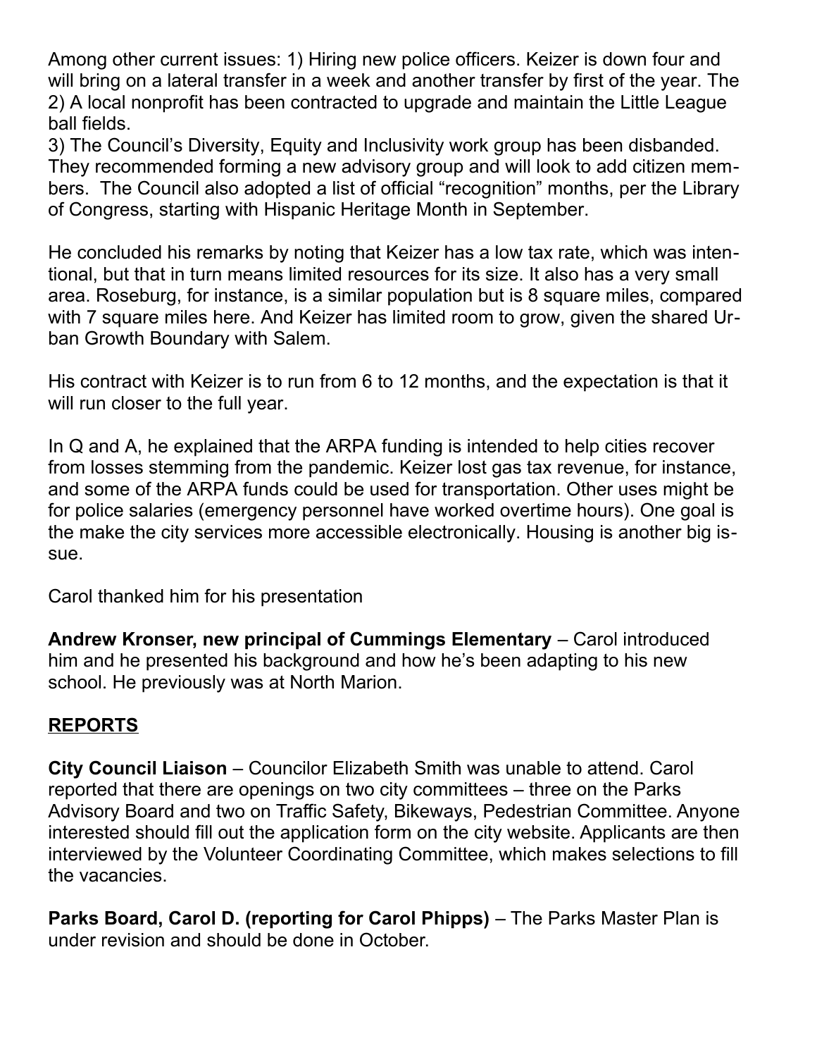Among other current issues: 1) Hiring new police officers. Keizer is down four and will bring on a lateral transfer in a week and another transfer by first of the year. The 2) A local nonprofit has been contracted to upgrade and maintain the Little League ball fields.
3) The Council's Diversity, Equity and Inclusivity work group has been disbanded. They recommended forming a new advisory group and will look to add citizen members. The Council also adopted a list of official "recognition" months, per the Library of Congress, starting with Hispanic Heritage Month in September.

He concluded his remarks by noting that Keizer has a low tax rate, which was intentional, but that in turn means limited resources for its size. It also has a very small area. Roseburg, for instance, is a similar population but is 8 square miles, compared with 7 square miles here. And Keizer has limited room to grow, given the shared Urban Growth Boundary with Salem.

His contract with Keizer is to run from 6 to 12 months, and the expectation is that it will run closer to the full year.

In Q and A, he explained that the ARPA funding is intended to help cities recover from losses stemming from the pandemic. Keizer lost gas tax revenue, for instance, and some of the ARPA funds could be used for transportation. Other uses might be for police salaries (emergency personnel have worked overtime hours). One goal is the make the city services more accessible electronically. Housing is another big issue.

Carol thanked him for his presentation

**Andrew Kronser, new principal of Cummings Elementary** – Carol introduced him and he presented his background and how he's been adapting to his new school. He previously was at North Marion.

## REPORTS

**City Council Liaison** – Councilor Elizabeth Smith was unable to attend. Carol reported that there are openings on two city committees – three on the Parks Advisory Board and two on Traffic Safety, Bikeways, Pedestrian Committee. Anyone interested should fill out the application form on the city website. Applicants are then interviewed by the Volunteer Coordinating Committee, which makes selections to fill the vacancies.

**Parks Board, Carol D. (reporting for Carol Phipps)** – The Parks Master Plan is under revision and should be done in October.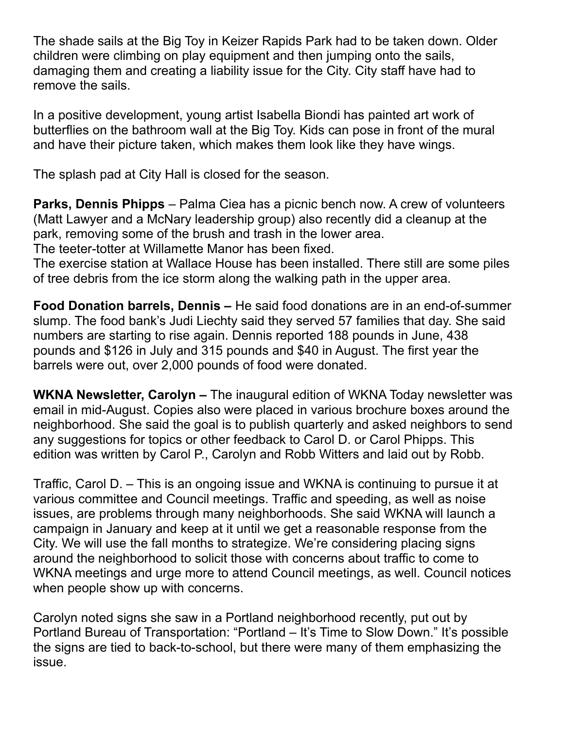The shade sails at the Big Toy in Keizer Rapids Park had to be taken down. Older children were climbing on play equipment and then jumping onto the sails, damaging them and creating a liability issue for the City. City staff have had to remove the sails.

In a positive development, young artist Isabella Biondi has painted art work of butterflies on the bathroom wall at the Big Toy. Kids can pose in front of the mural and have their picture taken, which makes them look like they have wings.

The splash pad at City Hall is closed for the season.

**Parks, Dennis Phipps** – Palma Ciea has a picnic bench now. A crew of volunteers (Matt Lawyer and a McNary leadership group) also recently did a cleanup at the park, removing some of the brush and trash in the lower area.
The teeter-totter at Willamette Manor has been fixed.
The exercise station at Wallace House has been installed. There still are some piles of tree debris from the ice storm along the walking path in the upper area.

**Food Donation barrels, Dennis –** He said food donations are in an end-of-summer slump. The food bank's Judi Liechty said they served 57 families that day. She said numbers are starting to rise again. Dennis reported 188 pounds in June, 438 pounds and $126 in July and 315 pounds and $40 in August. The first year the barrels were out, over 2,000 pounds of food were donated.

**WKNA Newsletter, Carolyn –** The inaugural edition of WKNA Today newsletter was email in mid-August. Copies also were placed in various brochure boxes around the neighborhood. She said the goal is to publish quarterly and asked neighbors to send any suggestions for topics or other feedback to Carol D. or Carol Phipps. This edition was written by Carol P., Carolyn and Robb Witters and laid out by Robb.

Traffic, Carol D. – This is an ongoing issue and WKNA is continuing to pursue it at various committee and Council meetings. Traffic and speeding, as well as noise issues, are problems through many neighborhoods. She said WKNA will launch a campaign in January and keep at it until we get a reasonable response from the City. We will use the fall months to strategize. We're considering placing signs around the neighborhood to solicit those with concerns about traffic to come to WKNA meetings and urge more to attend Council meetings, as well. Council notices when people show up with concerns.

Carolyn noted signs she saw in a Portland neighborhood recently, put out by Portland Bureau of Transportation: "Portland – It's Time to Slow Down." It's possible the signs are tied to back-to-school, but there were many of them emphasizing the issue.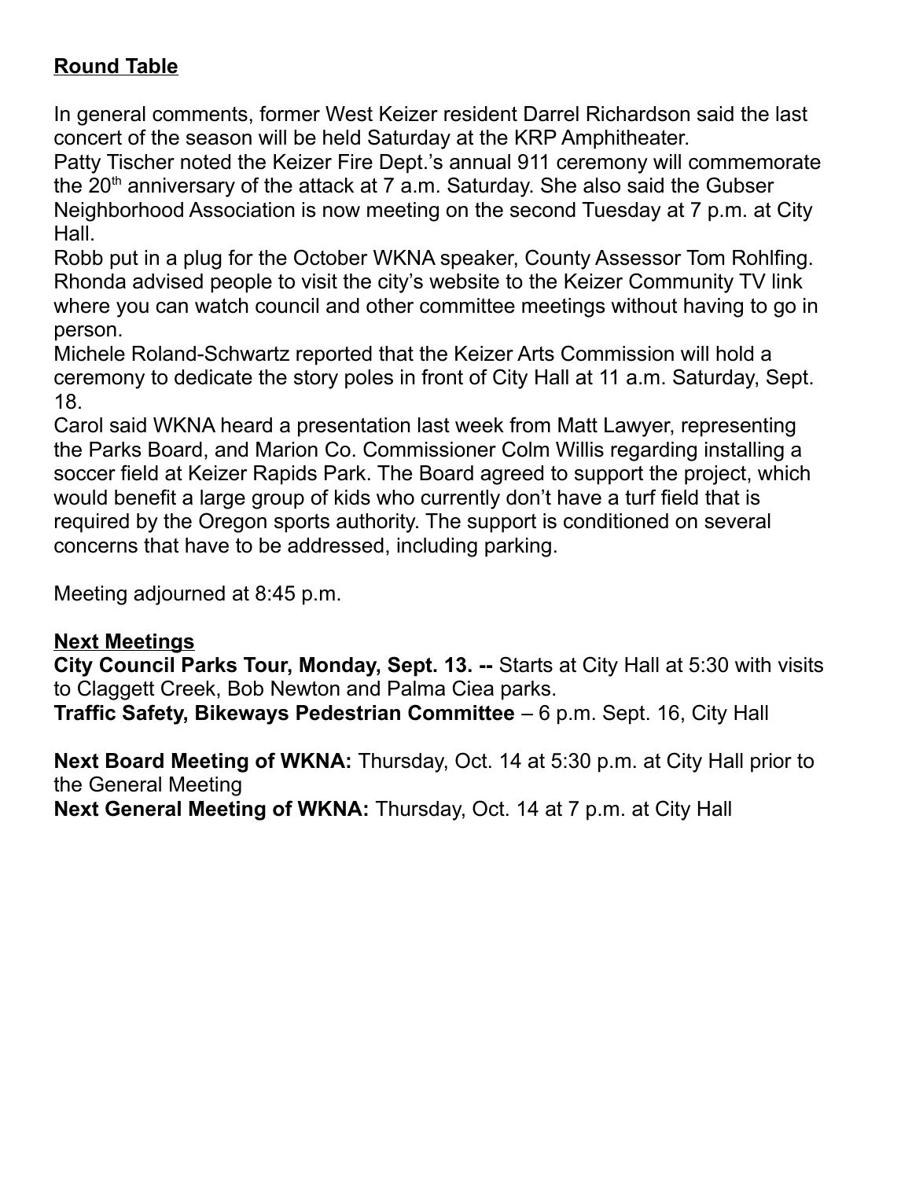## **Round Table**

In general comments, former West Keizer resident Darrel Richardson said the last concert of the season will be held Saturday at the KRP Amphitheater.

Patty Tischer noted the Keizer Fire Dept.'s annual 911 ceremony will commemorate the 20th anniversary of the attack at 7 a.m. Saturday. She also said the Gubser Neighborhood Association is now meeting on the second Tuesday at 7 p.m. at City Hall.

Robb put in a plug for the October WKNA speaker, County Assessor Tom Rohlfing.

Rhonda advised people to visit the city's website to the Keizer Community TV link where you can watch council and other committee meetings without having to go in person.

Michele Roland-Schwartz reported that the Keizer Arts Commission will hold a ceremony to dedicate the story poles in front of City Hall at 11 a.m. Saturday, Sept. 18.

Carol said WKNA heard a presentation last week from Matt Lawyer, representing the Parks Board, and Marion Co. Commissioner Colm Willis regarding installing a soccer field at Keizer Rapids Park. The Board agreed to support the project, which would benefit a large group of kids who currently don't have a turf field that is required by the Oregon sports authority. The support is conditioned on several concerns that have to be addressed, including parking.

Meeting adjourned at 8:45 p.m.

## **Next Meetings**

**City Council Parks Tour, Monday, Sept. 13. --** Starts at City Hall at 5:30 with visits to Claggett Creek, Bob Newton and Palma Ciea parks.

**Traffic Safety, Bikeways Pedestrian Committee** – 6 p.m. Sept. 16, City Hall

**Next Board Meeting of WKNA:** Thursday, Oct. 14 at 5:30 p.m. at City Hall prior to the General Meeting

**Next General Meeting of WKNA:** Thursday, Oct. 14 at 7 p.m. at City Hall